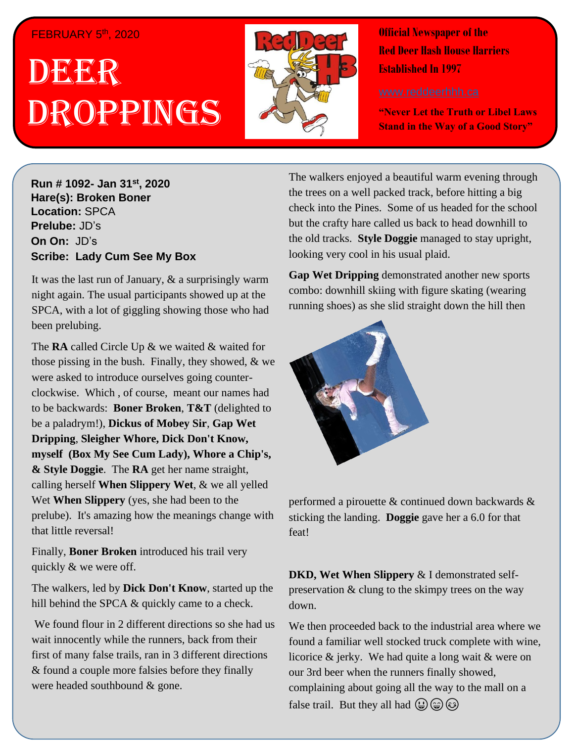FEBRUARY 5th, 2020

# DEER DROPPINGS

**Official Newspaper of the Red Deer Hash House Harriers Established In 1997**

www.reddeerhhh.ca

**"Never Let the Truth or Libel Laws Stand in the Way of a Good Story"**

**Run # 1092- Jan 31st, 2020**
**Hare(s): Broken Boner**
**Location:** SPCA
**Prelube:** JD's
**On On:** JD's
**Scribe: Lady Cum See My Box**

It was the last run of January, & a surprisingly warm night again. The usual participants showed up at the SPCA, with a lot of giggling showing those who had been prelubing.

The **RA** called Circle Up & we waited & waited for those pissing in the bush. Finally, they showed, & we were asked to introduce ourselves going counter-clockwise. Which , of course, meant our names had to be backwards: **Boner Broken**, **T&T** (delighted to be a paladrym!), **Dickus of Mobey Sir**, **Gap Wet Dripping**, **Sleigher Whore, Dick Don't Know, myself (Box My See Cum Lady), Whore a Chip's, & Style Doggie**. The **RA** get her name straight, calling herself **When Slippery Wet**, & we all yelled Wet **When Slippery** (yes, she had been to the prelube). It's amazing how the meanings change with that little reversal!

Finally, **Boner Broken** introduced his trail very quickly & we were off.

The walkers, led by **Dick Don't Know**, started up the hill behind the SPCA & quickly came to a check.

We found flour in 2 different directions so she had us wait innocently while the runners, back from their first of many false trails, ran in 3 different directions & found a couple more falsies before they finally were headed southbound & gone.

The walkers enjoyed a beautiful warm evening through the trees on a well packed track, before hitting a big check into the Pines. Some of us headed for the school but the crafty hare called us back to head downhill to the old tracks. **Style Doggie** managed to stay upright, looking very cool in his usual plaid.

**Gap Wet Dripping** demonstrated another new sports combo: downhill skiing with figure skating (wearing running shoes) as she slid straight down the hill then performed a pirouette & continued down backwards & sticking the landing. **Doggie** gave her a 6.0 for that feat!

**DKD, Wet When Slippery** & I demonstrated self-preservation & clung to the skimpy trees on the way down.

We then proceeded back to the industrial area where we found a familiar well stocked truck complete with wine, licorice & jerky. We had quite a long wait & were on our 3rd beer when the runners finally showed, complaining about going all the way to the mall on a false trail. But they all had 😃😄😊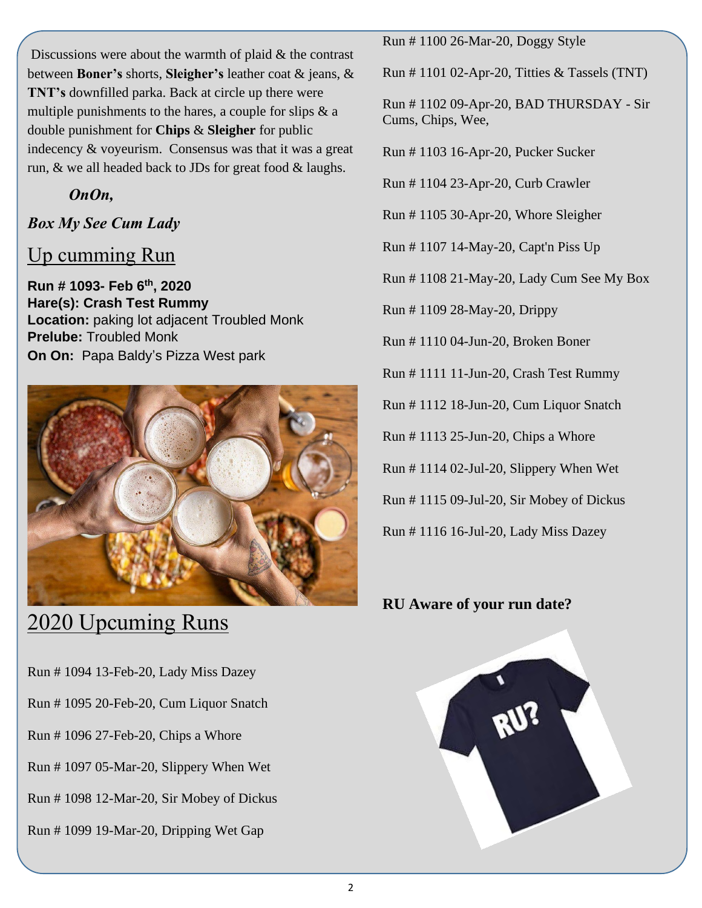Discussions were about the warmth of plaid & the contrast between **Boner's** shorts, **Sleigher's** leather coat & jeans, & **TNT's** downfilled parka. Back at circle up there were multiple punishments to the hares, a couple for slips & a double punishment for **Chips** & **Sleigher** for public indecency & voyeurism. Consensus was that it was a great run, & we all headed back to JDs for great food & laughs.

***OnOn,***

***Box My See Cum Lady***

## Up cumming Run

**Run # 1093- Feb 6th, 2020**
**Hare(s): Crash Test Rummy**
**Location:** paking lot adjacent Troubled Monk
**Prelube:** Troubled Monk
**On On:** Papa Baldy's Pizza West park

## 2020 Upcuming Runs

Run # 1094 13-Feb-20, Lady Miss Dazey

Run # 1095 20-Feb-20, Cum Liquor Snatch

Run # 1096 27-Feb-20, Chips a Whore

Run # 1097 05-Mar-20, Slippery When Wet

Run # 1098 12-Mar-20, Sir Mobey of Dickus

Run # 1099 19-Mar-20, Dripping Wet Gap

Run # 1100 26-Mar-20, Doggy Style

Run # 1101 02-Apr-20, Titties & Tassels (TNT)

Run # 1102 09-Apr-20, BAD THURSDAY - Sir Cums, Chips, Wee,

Run # 1103 16-Apr-20, Pucker Sucker

Run # 1104 23-Apr-20, Curb Crawler

Run # 1105 30-Apr-20, Whore Sleigher

Run # 1107 14-May-20, Capt'n Piss Up

Run # 1108 21-May-20, Lady Cum See My Box

Run # 1109 28-May-20, Drippy

Run # 1110 04-Jun-20, Broken Boner

Run # 1111 11-Jun-20, Crash Test Rummy

Run # 1112 18-Jun-20, Cum Liquor Snatch

Run # 1113 25-Jun-20, Chips a Whore

Run # 1114 02-Jul-20, Slippery When Wet

Run # 1115 09-Jul-20, Sir Mobey of Dickus

Run # 1116 16-Jul-20, Lady Miss Dazey

**RU Aware of your run date?**